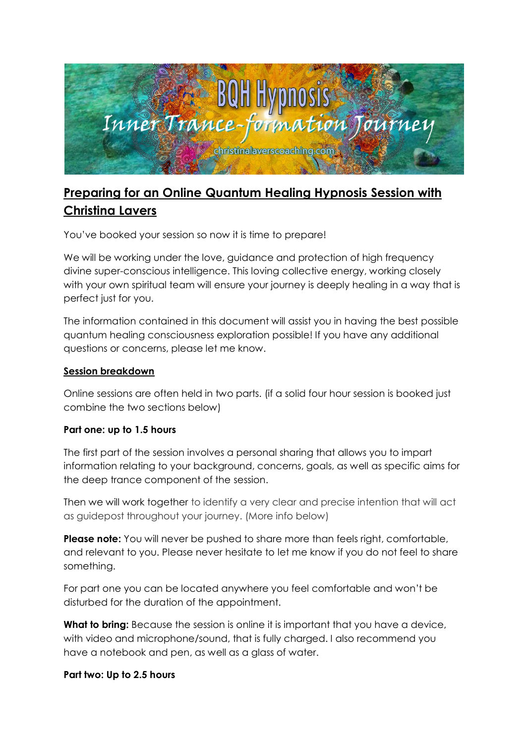# Preparing for an Online Quantum Healing Hypnosis Session with Christina Lavers

You've booked your session so now it is time to prepare!

We will be working under the love, guidance and protection of high frequency divine super-conscious intelligence. This loving collective energy, working closely with your own spiritual team will ensure your journey is deeply healing in a way that is perfect just for you.

The information contained in this document will assist you in having the best possible quantum healing consciousness exploration possible! If you have any additional questions or concerns, please let me know.

## Session breakdown

Online sessions are often held in two parts. (if a solid four hour session is booked just combine the two sections below)

### Part one: up to 1.5 hours

The first part of the session involves a personal sharing that allows you to impart information relating to your background, concerns, goals, as well as specific aims for the deep trance component of the session.

Then we will work together to identify a very clear and precise intention that will act as guidepost throughout your journey. (More info below)

**Please note:** You will never be pushed to share more than feels right, comfortable, and relevant to you. Please never hesitate to let me know if you do not feel to share something.

For part one you can be located anywhere you feel comfortable and won't be disturbed for the duration of the appointment.

**What to bring:** Because the session is online it is important that you have a device, with video and microphone/sound, that is fully charged. I also recommend you have a notebook and pen, as well as a glass of water.

### Part two: Up to 2.5 hours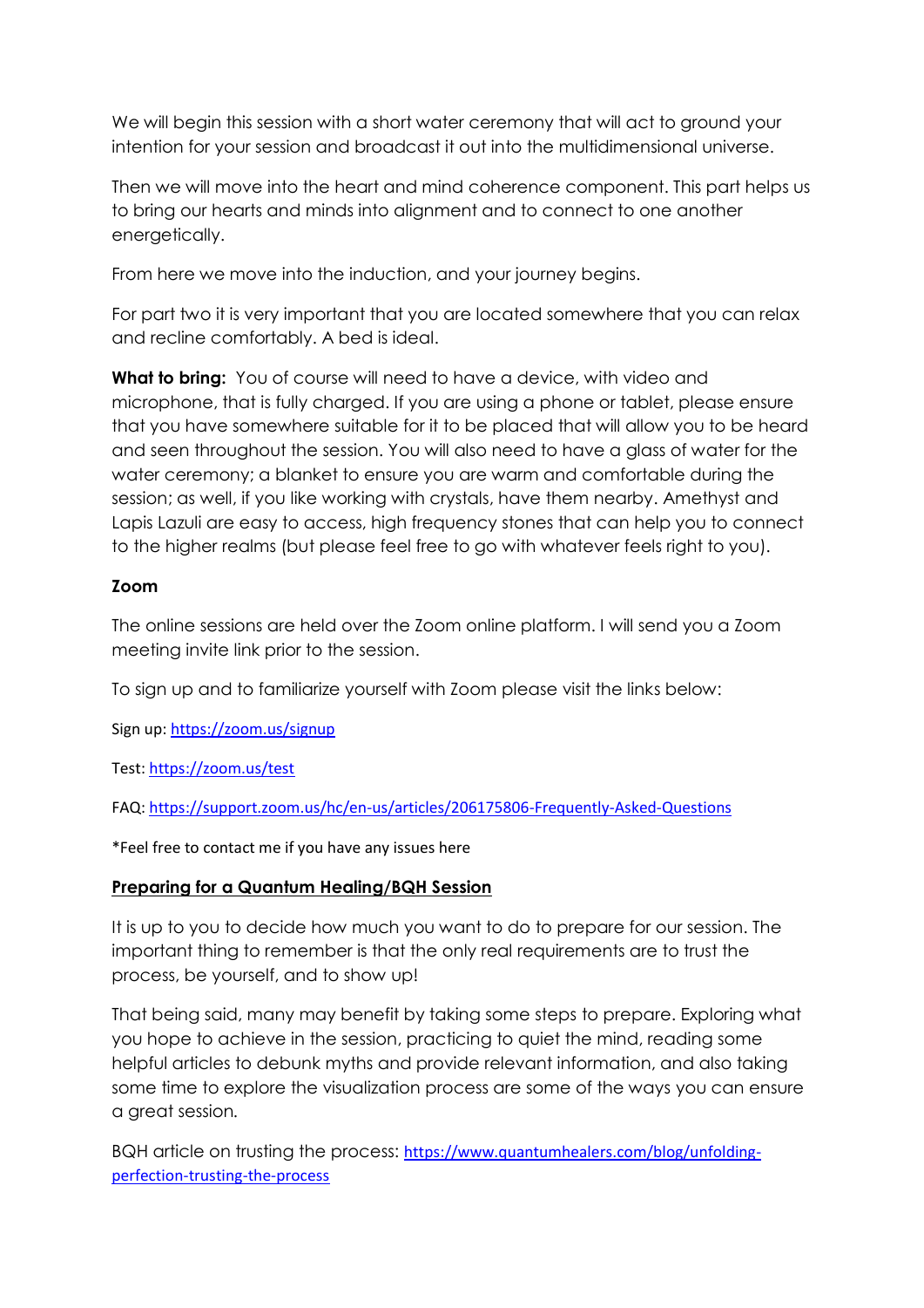We will begin this session with a short water ceremony that will act to ground your intention for your session and broadcast it out into the multidimensional universe.

Then we will move into the heart and mind coherence component. This part helps us to bring our hearts and minds into alignment and to connect to one another energetically.

From here we move into the induction, and your journey begins.

For part two it is very important that you are located somewhere that you can relax and recline comfortably. A bed is ideal.

**What to bring:** You of course will need to have a device, with video and microphone, that is fully charged. If you are using a phone or tablet, please ensure that you have somewhere suitable for it to be placed that will allow you to be heard and seen throughout the session. You will also need to have a glass of water for the water ceremony; a blanket to ensure you are warm and comfortable during the session; as well, if you like working with crystals, have them nearby. Amethyst and Lapis Lazuli are easy to access, high frequency stones that can help you to connect to the higher realms (but please feel free to go with whatever feels right to you).

**Zoom**

The online sessions are held over the Zoom online platform. I will send you a Zoom meeting invite link prior to the session.

To sign up and to familiarize yourself with Zoom please visit the links below:

Sign up: https://zoom.us/signup

Test: https://zoom.us/test

FAQ: https://support.zoom.us/hc/en-us/articles/206175806-Frequently-Asked-Questions

*Feel free to contact me if you have any issues here

**Preparing for a Quantum Healing/BQH Session**

It is up to you to decide how much you want to do to prepare for our session. The important thing to remember is that the only real requirements are to trust the process, be yourself, and to show up!

That being said, many may benefit by taking some steps to prepare. Exploring what you hope to achieve in the session, practicing to quiet the mind, reading some helpful articles to debunk myths and provide relevant information, and also taking some time to explore the visualization process are some of the ways you can ensure a great session.

BQH article on trusting the process: https://www.quantumhealers.com/blog/unfolding-perfection-trusting-the-process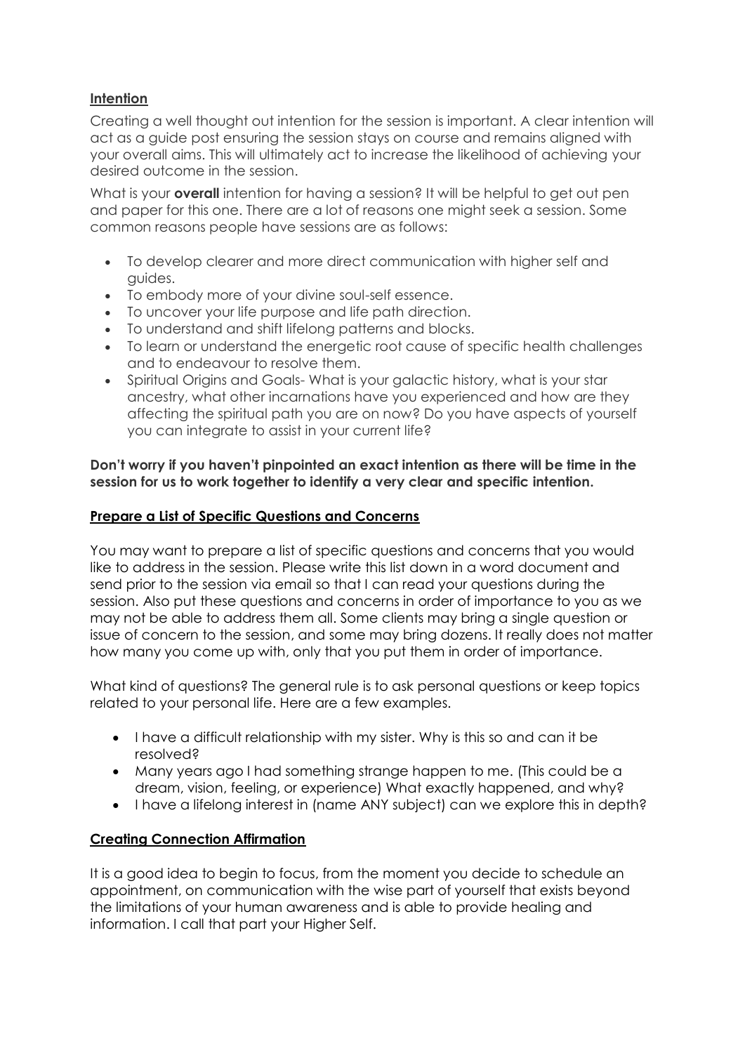## Intention

Creating a well thought out intention for the session is important. A clear intention will act as a guide post ensuring the session stays on course and remains aligned with your overall aims. This will ultimately act to increase the likelihood of achieving your desired outcome in the session.

What is your **overall** intention for having a session? It will be helpful to get out pen and paper for this one. There are a lot of reasons one might seek a session. Some common reasons people have sessions are as follows:

- To develop clearer and more direct communication with higher self and guides.
- To embody more of your divine soul-self essence.
- To uncover your life purpose and life path direction.
- To understand and shift lifelong patterns and blocks.
- To learn or understand the energetic root cause of specific health challenges and to endeavour to resolve them.
- Spiritual Origins and Goals- What is your galactic history, what is your star ancestry, what other incarnations have you experienced and how are they affecting the spiritual path you are on now? Do you have aspects of yourself you can integrate to assist in your current life?

**Don't worry if you haven't pinpointed an exact intention as there will be time in the session for us to work together to identify a very clear and specific intention.**

## Prepare a List of Specific Questions and Concerns

You may want to prepare a list of specific questions and concerns that you would like to address in the session. Please write this list down in a word document and send prior to the session via email so that I can read your questions during the session. Also put these questions and concerns in order of importance to you as we may not be able to address them all. Some clients may bring a single question or issue of concern to the session, and some may bring dozens. It really does not matter how many you come up with, only that you put them in order of importance.

What kind of questions? The general rule is to ask personal questions or keep topics related to your personal life. Here are a few examples.

- I have a difficult relationship with my sister. Why is this so and can it be resolved?
- Many years ago I had something strange happen to me. (This could be a dream, vision, feeling, or experience) What exactly happened, and why?
- I have a lifelong interest in (name ANY subject) can we explore this in depth?

## Creating Connection Affirmation

It is a good idea to begin to focus, from the moment you decide to schedule an appointment, on communication with the wise part of yourself that exists beyond the limitations of your human awareness and is able to provide healing and information. I call that part your Higher Self.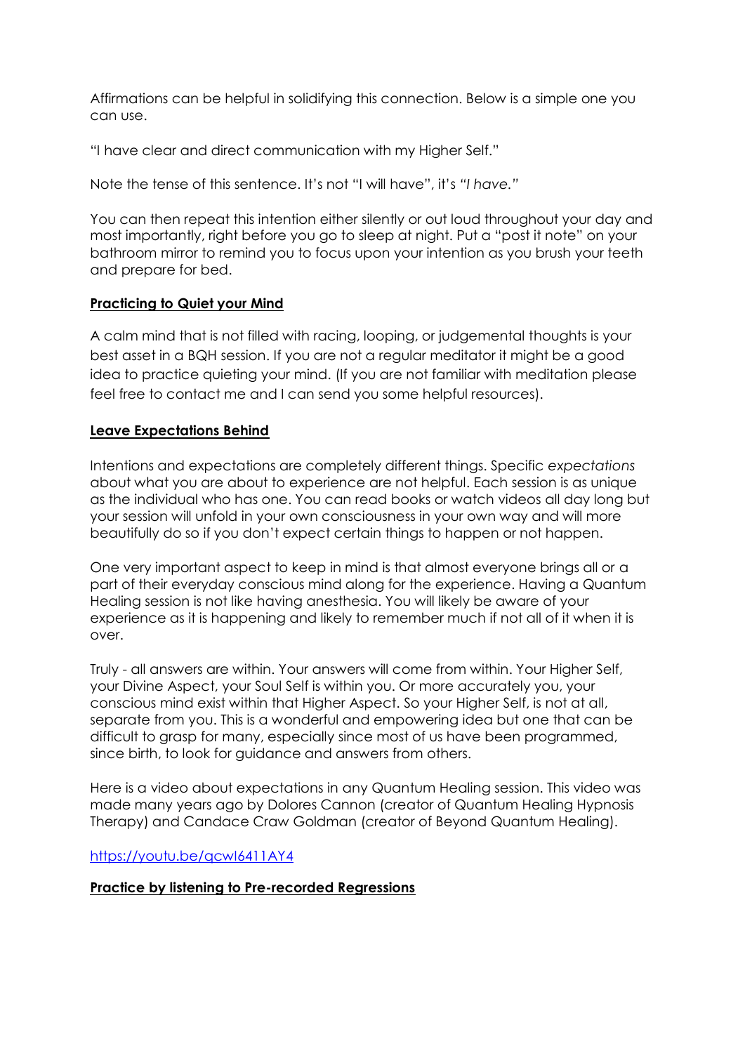Affirmations can be helpful in solidifying this connection. Below is a simple one you can use.

"I have clear and direct communication with my Higher Self."

Note the tense of this sentence. It's not "I will have", it's *"I have."*

You can then repeat this intention either silently or out loud throughout your day and most importantly, right before you go to sleep at night. Put a "post it note" on your bathroom mirror to remind you to focus upon your intention as you brush your teeth and prepare for bed.

**<u>Practicing to Quiet your Mind</u>**

A calm mind that is not filled with racing, looping, or judgemental thoughts is your best asset in a BQH session. If you are not a regular meditator it might be a good idea to practice quieting your mind. (If you are not familiar with meditation please feel free to contact me and I can send you some helpful resources).

**<u>Leave Expectations Behind</u>**

Intentions and expectations are completely different things. Specific *expectations* about what you are about to experience are not helpful. Each session is as unique as the individual who has one. You can read books or watch videos all day long but your session will unfold in your own consciousness in your own way and will more beautifully do so if you don't expect certain things to happen or not happen.

One very important aspect to keep in mind is that almost everyone brings all or a part of their everyday conscious mind along for the experience. Having a Quantum Healing session is not like having anesthesia. You will likely be aware of your experience as it is happening and likely to remember much if not all of it when it is over.

Truly - all answers are within. Your answers will come from within. Your Higher Self, your Divine Aspect, your Soul Self is within you. Or more accurately you, your conscious mind exist within that Higher Aspect. So your Higher Self, is not at all, separate from you. This is a wonderful and empowering idea but one that can be difficult to grasp for many, especially since most of us have been programmed, since birth, to look for guidance and answers from others.

Here is a video about expectations in any Quantum Healing session. This video was made many years ago by Dolores Cannon (creator of Quantum Healing Hypnosis Therapy) and Candace Craw Goldman (creator of Beyond Quantum Healing).

https://youtu.be/qcwI6411AY4

**<u>Practice by listening to Pre-recorded Regressions</u>**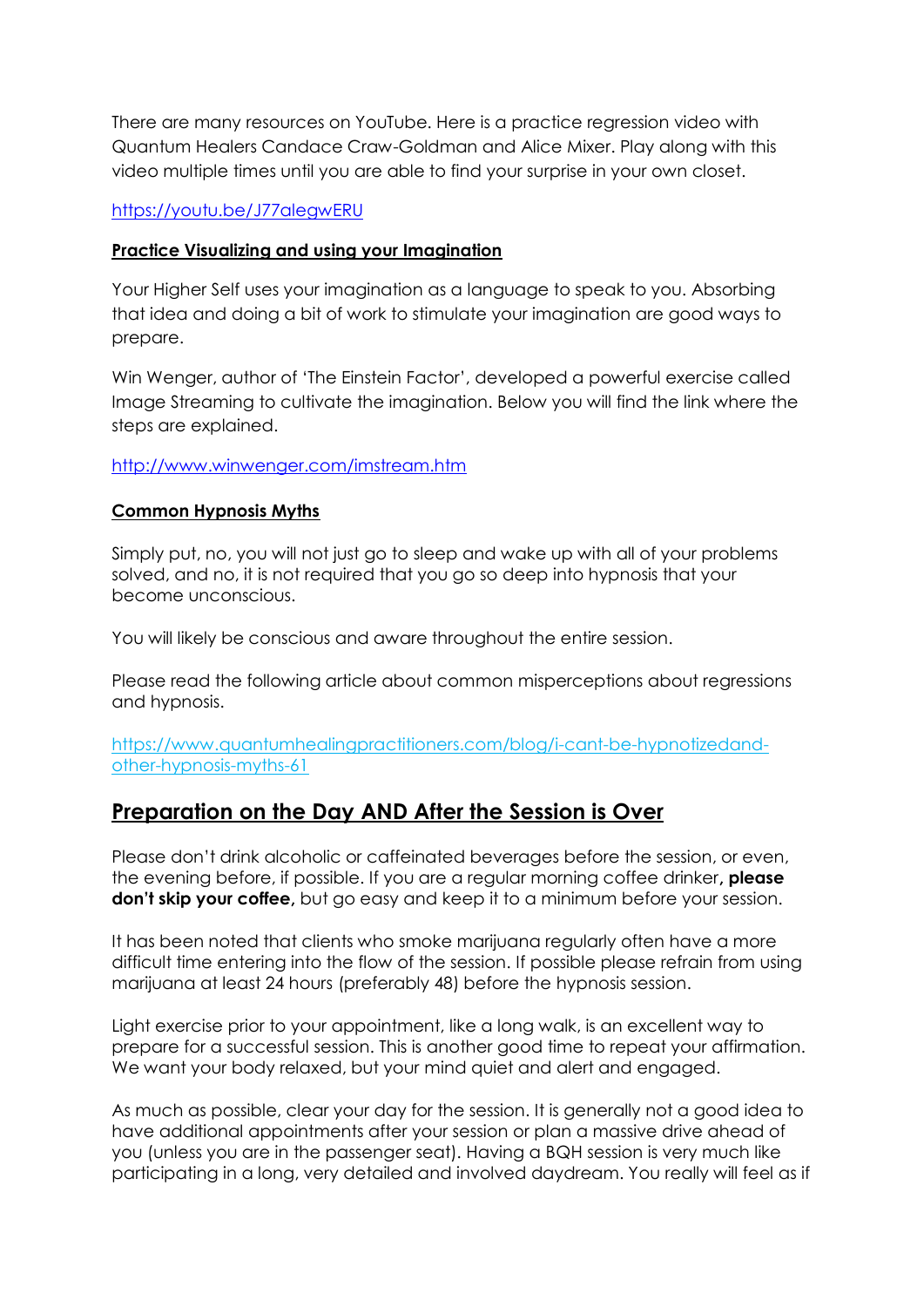There are many resources on YouTube. Here is a practice regression video with Quantum Healers Candace Craw-Goldman and Alice Mixer. Play along with this video multiple times until you are able to find your surprise in your own closet.

[https://youtu.be/J77alegwERU](https://youtu.be/J77alegwERU)

### Practice Visualizing and using your Imagination

Your Higher Self uses your imagination as a language to speak to you. Absorbing that idea and doing a bit of work to stimulate your imagination are good ways to prepare.

Win Wenger, author of 'The Einstein Factor', developed a powerful exercise called Image Streaming to cultivate the imagination. Below you will find the link where the steps are explained.

[http://www.winwenger.com/imstream.htm](http://www.winwenger.com/imstream.htm)

### Common Hypnosis Myths

Simply put, no, you will not just go to sleep and wake up with all of your problems solved, and no, it is not required that you go so deep into hypnosis that your become unconscious.

You will likely be conscious and aware throughout the entire session.

Please read the following article about common misperceptions about regressions and hypnosis.

[https://www.quantumhealingpractitioners.com/blog/i-cant-be-hypnotizedand-other-hypnosis-myths-61](https://www.quantumhealingpractitioners.com/blog/i-cant-be-hypnotizedand-other-hypnosis-myths-61)

## Preparation on the Day AND After the Session is Over

Please don't drink alcoholic or caffeinated beverages before the session, or even, the evening before, if possible. If you are a regular morning coffee drinker**, please don't skip your coffee,** but go easy and keep it to a minimum before your session.

It has been noted that clients who smoke marijuana regularly often have a more difficult time entering into the flow of the session. If possible please refrain from using marijuana at least 24 hours (preferably 48) before the hypnosis session.

Light exercise prior to your appointment, like a long walk, is an excellent way to prepare for a successful session. This is another good time to repeat your affirmation. We want your body relaxed, but your mind quiet and alert and engaged.

As much as possible, clear your day for the session. It is generally not a good idea to have additional appointments after your session or plan a massive drive ahead of you (unless you are in the passenger seat). Having a BQH session is very much like participating in a long, very detailed and involved daydream. You really will feel as if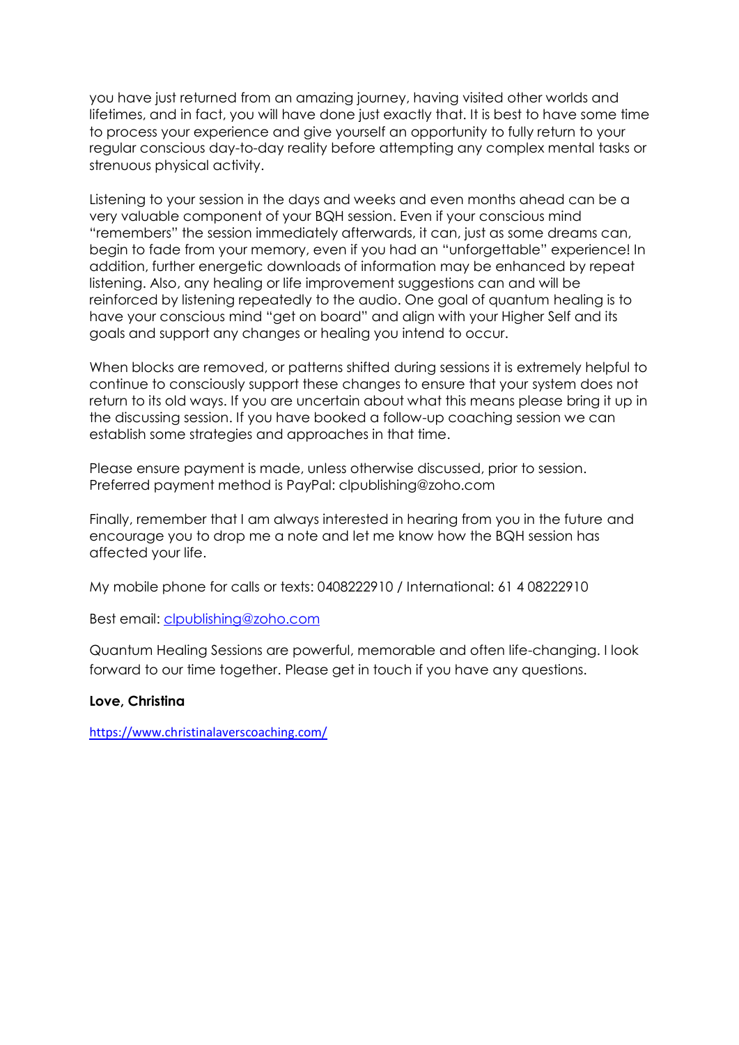you have just returned from an amazing journey, having visited other worlds and lifetimes, and in fact, you will have done just exactly that. It is best to have some time to process your experience and give yourself an opportunity to fully return to your regular conscious day-to-day reality before attempting any complex mental tasks or strenuous physical activity.

Listening to your session in the days and weeks and even months ahead can be a very valuable component of your BQH session. Even if your conscious mind "remembers" the session immediately afterwards, it can, just as some dreams can, begin to fade from your memory, even if you had an "unforgettable" experience! In addition, further energetic downloads of information may be enhanced by repeat listening. Also, any healing or life improvement suggestions can and will be reinforced by listening repeatedly to the audio. One goal of quantum healing is to have your conscious mind "get on board" and align with your Higher Self and its goals and support any changes or healing you intend to occur.

When blocks are removed, or patterns shifted during sessions it is extremely helpful to continue to consciously support these changes to ensure that your system does not return to its old ways. If you are uncertain about what this means please bring it up in the discussing session. If you have booked a follow-up coaching session we can establish some strategies and approaches in that time.

Please ensure payment is made, unless otherwise discussed, prior to session. Preferred payment method is PayPal: clpublishing@zoho.com

Finally, remember that I am always interested in hearing from you in the future and encourage you to drop me a note and let me know how the BQH session has affected your life.

My mobile phone for calls or texts: 0408222910 / International: 61 4 08222910

Best email: [clpublishing@zoho.com](mailto:clpublishing@zoho.com)

Quantum Healing Sessions are powerful, memorable and often life-changing. I look forward to our time together. Please get in touch if you have any questions.

**Love, Christina**

[https://www.christinalaverscoaching.com/](https://www.christinalaverscoaching.com/)